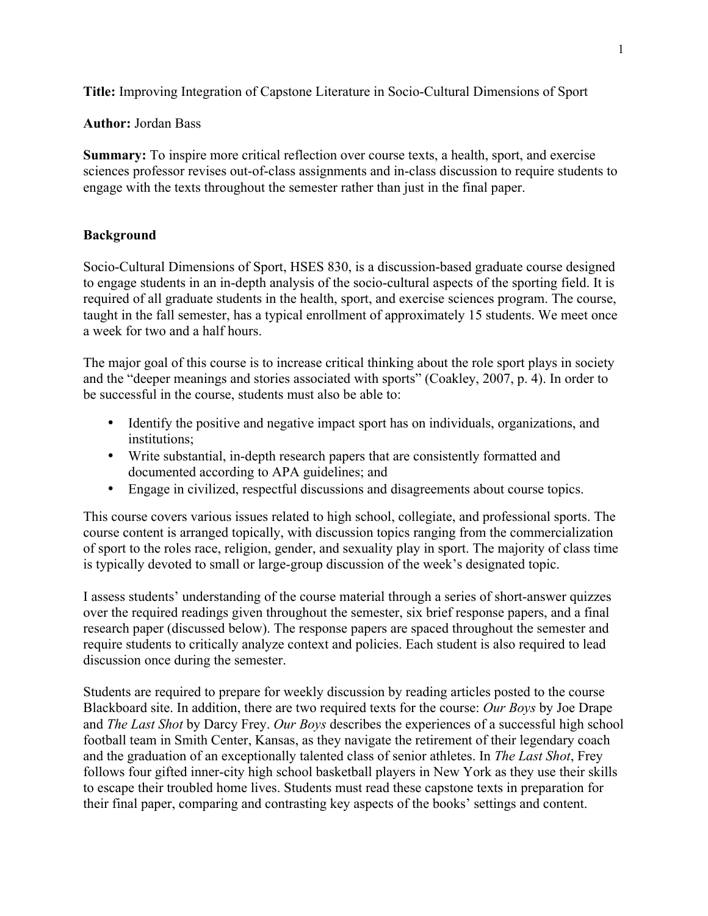**Title:** Improving Integration of Capstone Literature in Socio-Cultural Dimensions of Sport

**Author:** Jordan Bass

**Summary:** To inspire more critical reflection over course texts, a health, sport, and exercise sciences professor revises out-of-class assignments and in-class discussion to require students to engage with the texts throughout the semester rather than just in the final paper.

## Background

Socio-Cultural Dimensions of Sport, HSES 830, is a discussion-based graduate course designed to engage students in an in-depth analysis of the socio-cultural aspects of the sporting field. It is required of all graduate students in the health, sport, and exercise sciences program. The course, taught in the fall semester, has a typical enrollment of approximately 15 students. We meet once a week for two and a half hours.

The major goal of this course is to increase critical thinking about the role sport plays in society and the "deeper meanings and stories associated with sports" (Coakley, 2007, p. 4). In order to be successful in the course, students must also be able to:

- Identify the positive and negative impact sport has on individuals, organizations, and institutions;
- Write substantial, in-depth research papers that are consistently formatted and documented according to APA guidelines; and
- Engage in civilized, respectful discussions and disagreements about course topics.

This course covers various issues related to high school, collegiate, and professional sports. The course content is arranged topically, with discussion topics ranging from the commercialization of sport to the roles race, religion, gender, and sexuality play in sport. The majority of class time is typically devoted to small or large-group discussion of the week's designated topic.

I assess students' understanding of the course material through a series of short-answer quizzes over the required readings given throughout the semester, six brief response papers, and a final research paper (discussed below). The response papers are spaced throughout the semester and require students to critically analyze context and policies. Each student is also required to lead discussion once during the semester.

Students are required to prepare for weekly discussion by reading articles posted to the course Blackboard site. In addition, there are two required texts for the course: *Our Boys* by Joe Drape and *The Last Shot* by Darcy Frey. *Our Boys* describes the experiences of a successful high school football team in Smith Center, Kansas, as they navigate the retirement of their legendary coach and the graduation of an exceptionally talented class of senior athletes. In *The Last Shot*, Frey follows four gifted inner-city high school basketball players in New York as they use their skills to escape their troubled home lives. Students must read these capstone texts in preparation for their final paper, comparing and contrasting key aspects of the books' settings and content.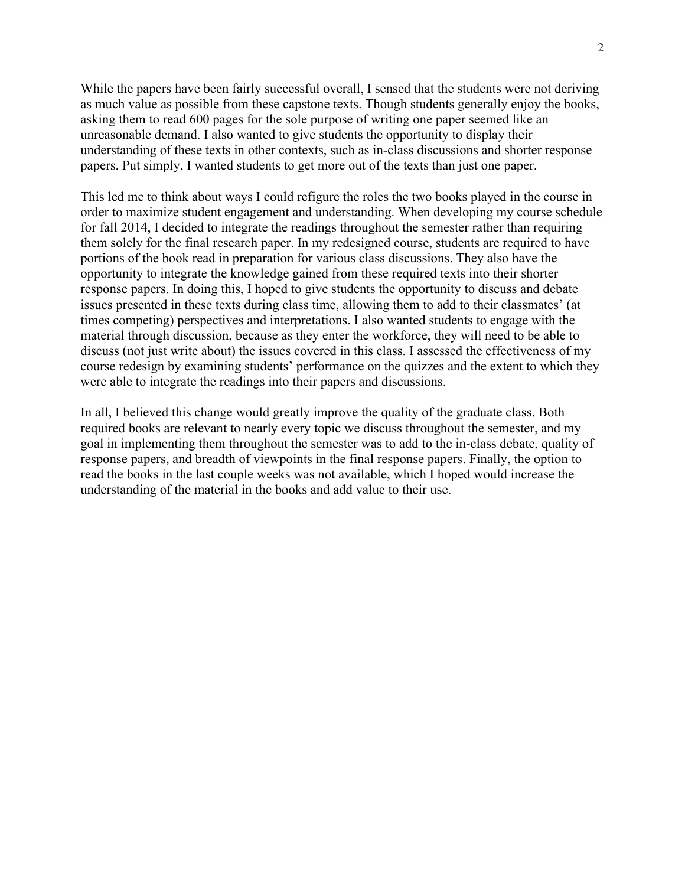While the papers have been fairly successful overall, I sensed that the students were not deriving as much value as possible from these capstone texts. Though students generally enjoy the books, asking them to read 600 pages for the sole purpose of writing one paper seemed like an unreasonable demand. I also wanted to give students the opportunity to display their understanding of these texts in other contexts, such as in-class discussions and shorter response papers. Put simply, I wanted students to get more out of the texts than just one paper.

This led me to think about ways I could refigure the roles the two books played in the course in order to maximize student engagement and understanding. When developing my course schedule for fall 2014, I decided to integrate the readings throughout the semester rather than requiring them solely for the final research paper. In my redesigned course, students are required to have portions of the book read in preparation for various class discussions. They also have the opportunity to integrate the knowledge gained from these required texts into their shorter response papers. In doing this, I hoped to give students the opportunity to discuss and debate issues presented in these texts during class time, allowing them to add to their classmates' (at times competing) perspectives and interpretations. I also wanted students to engage with the material through discussion, because as they enter the workforce, they will need to be able to discuss (not just write about) the issues covered in this class. I assessed the effectiveness of my course redesign by examining students' performance on the quizzes and the extent to which they were able to integrate the readings into their papers and discussions.

In all, I believed this change would greatly improve the quality of the graduate class. Both required books are relevant to nearly every topic we discuss throughout the semester, and my goal in implementing them throughout the semester was to add to the in-class debate, quality of response papers, and breadth of viewpoints in the final response papers. Finally, the option to read the books in the last couple weeks was not available, which I hoped would increase the understanding of the material in the books and add value to their use.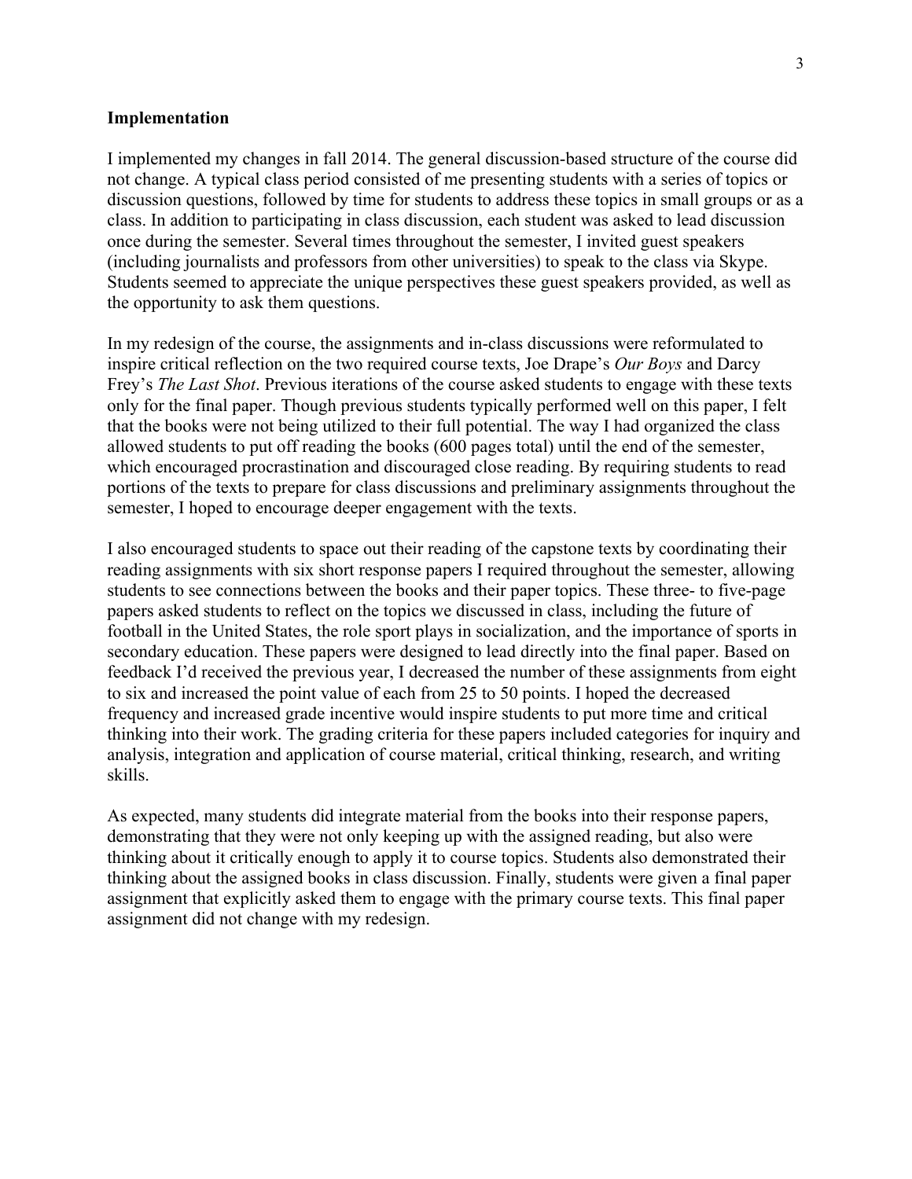**Implementation**

I implemented my changes in fall 2014. The general discussion-based structure of the course did not change. A typical class period consisted of me presenting students with a series of topics or discussion questions, followed by time for students to address these topics in small groups or as a class. In addition to participating in class discussion, each student was asked to lead discussion once during the semester. Several times throughout the semester, I invited guest speakers (including journalists and professors from other universities) to speak to the class via Skype. Students seemed to appreciate the unique perspectives these guest speakers provided, as well as the opportunity to ask them questions.

In my redesign of the course, the assignments and in-class discussions were reformulated to inspire critical reflection on the two required course texts, Joe Drape's *Our Boys* and Darcy Frey's *The Last Shot*. Previous iterations of the course asked students to engage with these texts only for the final paper. Though previous students typically performed well on this paper, I felt that the books were not being utilized to their full potential. The way I had organized the class allowed students to put off reading the books (600 pages total) until the end of the semester, which encouraged procrastination and discouraged close reading. By requiring students to read portions of the texts to prepare for class discussions and preliminary assignments throughout the semester, I hoped to encourage deeper engagement with the texts.

I also encouraged students to space out their reading of the capstone texts by coordinating their reading assignments with six short response papers I required throughout the semester, allowing students to see connections between the books and their paper topics. These three- to five-page papers asked students to reflect on the topics we discussed in class, including the future of football in the United States, the role sport plays in socialization, and the importance of sports in secondary education. These papers were designed to lead directly into the final paper. Based on feedback I'd received the previous year, I decreased the number of these assignments from eight to six and increased the point value of each from 25 to 50 points. I hoped the decreased frequency and increased grade incentive would inspire students to put more time and critical thinking into their work. The grading criteria for these papers included categories for inquiry and analysis, integration and application of course material, critical thinking, research, and writing skills.

As expected, many students did integrate material from the books into their response papers, demonstrating that they were not only keeping up with the assigned reading, but also were thinking about it critically enough to apply it to course topics. Students also demonstrated their thinking about the assigned books in class discussion. Finally, students were given a final paper assignment that explicitly asked them to engage with the primary course texts. This final paper assignment did not change with my redesign.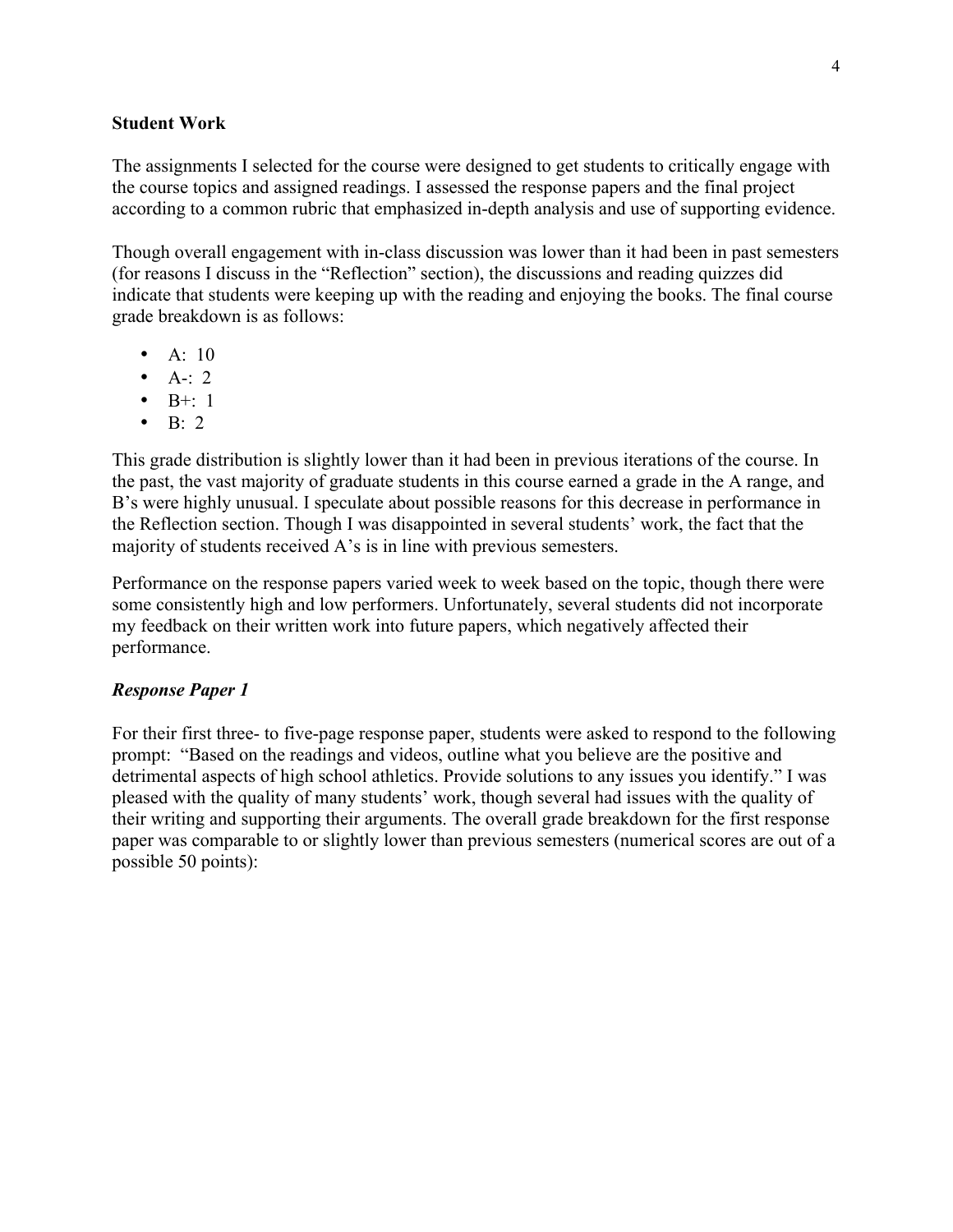## Student Work

The assignments I selected for the course were designed to get students to critically engage with the course topics and assigned readings. I assessed the response papers and the final project according to a common rubric that emphasized in-depth analysis and use of supporting evidence.

Though overall engagement with in-class discussion was lower than it had been in past semesters (for reasons I discuss in the "Reflection" section), the discussions and reading quizzes did indicate that students were keeping up with the reading and enjoying the books. The final course grade breakdown is as follows:

- A: 10
- A-: 2
- B+: 1
- B: 2

This grade distribution is slightly lower than it had been in previous iterations of the course. In the past, the vast majority of graduate students in this course earned a grade in the A range, and B's were highly unusual. I speculate about possible reasons for this decrease in performance in the Reflection section. Though I was disappointed in several students' work, the fact that the majority of students received A's is in line with previous semesters.

Performance on the response papers varied week to week based on the topic, though there were some consistently high and low performers. Unfortunately, several students did not incorporate my feedback on their written work into future papers, which negatively affected their performance.

### *Response Paper 1*

For their first three- to five-page response paper, students were asked to respond to the following prompt: "Based on the readings and videos, outline what you believe are the positive and detrimental aspects of high school athletics. Provide solutions to any issues you identify." I was pleased with the quality of many students' work, though several had issues with the quality of their writing and supporting their arguments. The overall grade breakdown for the first response paper was comparable to or slightly lower than previous semesters (numerical scores are out of a possible 50 points):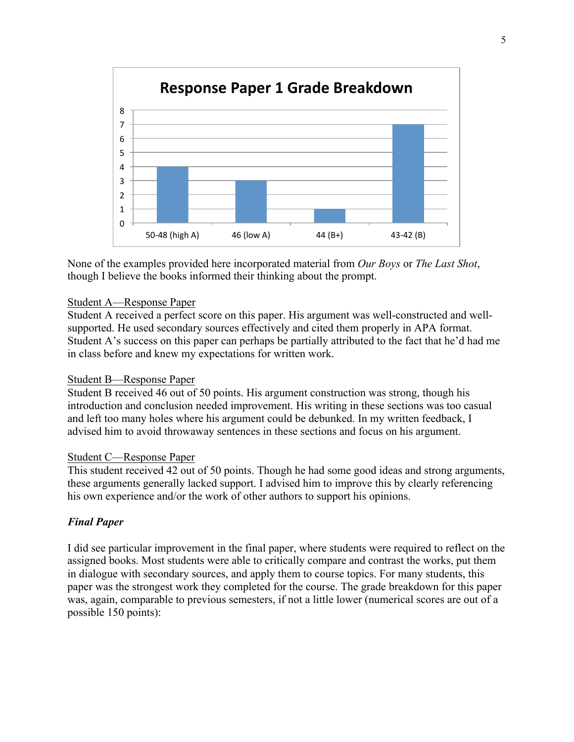**Response Paper 1 Grade Breakdown**

| Grade range | Number of students |
|---|---|
| 50-48 (high A) | 4 |
| 46 (low A) | 3 |
| 44 (B+) | 1 |
| 43-42 (B) | 7 |

None of the examples provided here incorporated material from *Our Boys* or *The Last Shot*, though I believe the books informed their thinking about the prompt.

<u>Student A—Response Paper</u>
Student A received a perfect score on this paper. His argument was well-constructed and well-supported. He used secondary sources effectively and cited them properly in APA format. Student A's success on this paper can perhaps be partially attributed to the fact that he'd had me in class before and knew my expectations for written work.

<u>Student B—Response Paper</u>
Student B received 46 out of 50 points. His argument construction was strong, though his introduction and conclusion needed improvement. His writing in these sections was too casual and left too many holes where his argument could be debunked. In my written feedback, I advised him to avoid throwaway sentences in these sections and focus on his argument.

<u>Student C—Response Paper</u>
This student received 42 out of 50 points. Though he had some good ideas and strong arguments, these arguments generally lacked support. I advised him to improve this by clearly referencing his own experience and/or the work of other authors to support his opinions.

***Final Paper***

I did see particular improvement in the final paper, where students were required to reflect on the assigned books. Most students were able to critically compare and contrast the works, put them in dialogue with secondary sources, and apply them to course topics. For many students, this paper was the strongest work they completed for the course. The grade breakdown for this paper was, again, comparable to previous semesters, if not a little lower (numerical scores are out of a possible 150 points):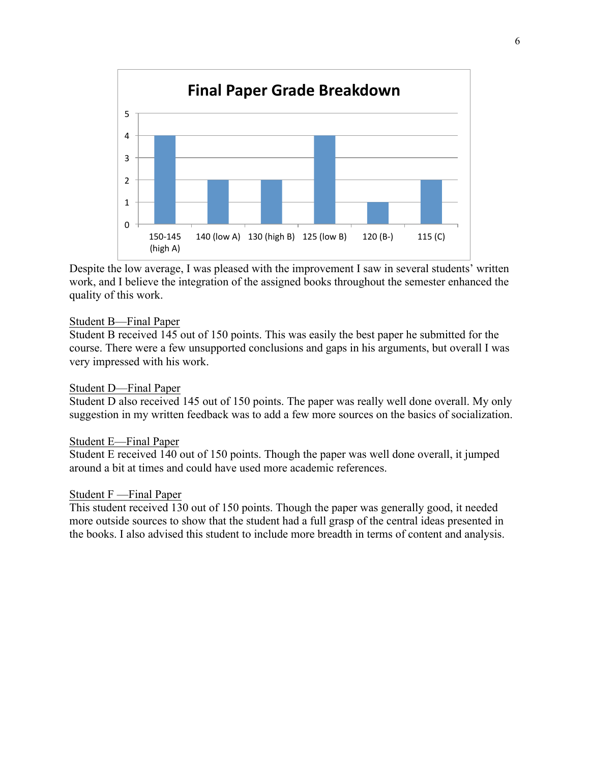**Final Paper Grade Breakdown**

| Grade | Number of Students |
|---|---|
| 150-145 (high A) | 4 |
| 140 (low A) | 2 |
| 130 (high B) | 2 |
| 125 (low B) | 4 |
| 120 (B-) | 1 |
| 115 (C) | 2 |

Despite the low average, I was pleased with the improvement I saw in several students' written work, and I believe the integration of the assigned books throughout the semester enhanced the quality of this work.

<u>Student B—Final Paper</u>
Student B received 145 out of 150 points. This was easily the best paper he submitted for the course. There were a few unsupported conclusions and gaps in his arguments, but overall I was very impressed with his work.

<u>Student D—Final Paper</u>
Student D also received 145 out of 150 points. The paper was really well done overall. My only suggestion in my written feedback was to add a few more sources on the basics of socialization.

<u>Student E—Final Paper</u>
Student E received 140 out of 150 points. Though the paper was well done overall, it jumped around a bit at times and could have used more academic references.

<u>Student F —Final Paper</u>
This student received 130 out of 150 points. Though the paper was generally good, it needed more outside sources to show that the student had a full grasp of the central ideas presented in the books. I also advised this student to include more breadth in terms of content and analysis.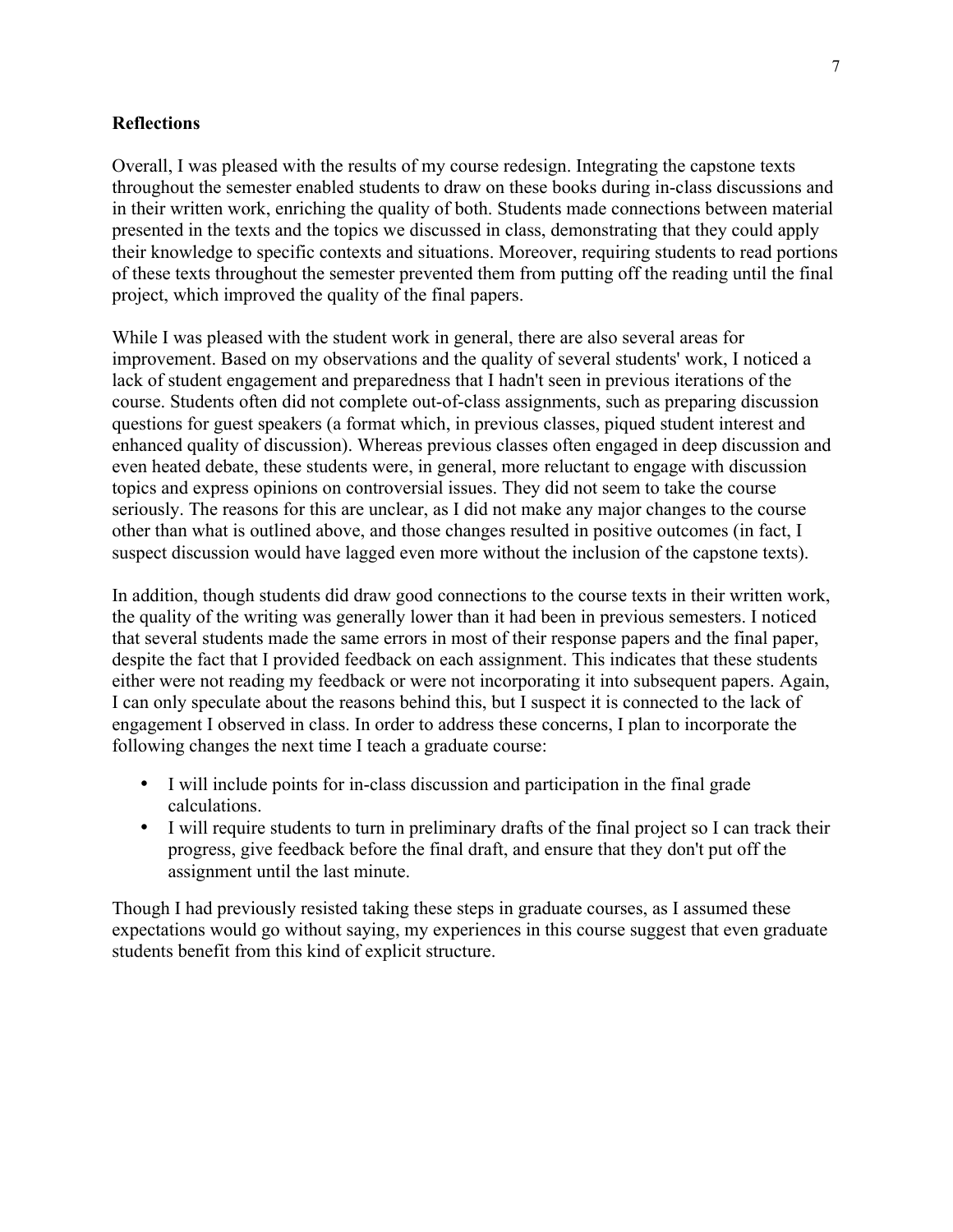**Reflections**

Overall, I was pleased with the results of my course redesign. Integrating the capstone texts throughout the semester enabled students to draw on these books during in-class discussions and in their written work, enriching the quality of both. Students made connections between material presented in the texts and the topics we discussed in class, demonstrating that they could apply their knowledge to specific contexts and situations. Moreover, requiring students to read portions of these texts throughout the semester prevented them from putting off the reading until the final project, which improved the quality of the final papers.

While I was pleased with the student work in general, there are also several areas for improvement. Based on my observations and the quality of several students' work, I noticed a lack of student engagement and preparedness that I hadn't seen in previous iterations of the course. Students often did not complete out-of-class assignments, such as preparing discussion questions for guest speakers (a format which, in previous classes, piqued student interest and enhanced quality of discussion). Whereas previous classes often engaged in deep discussion and even heated debate, these students were, in general, more reluctant to engage with discussion topics and express opinions on controversial issues. They did not seem to take the course seriously. The reasons for this are unclear, as I did not make any major changes to the course other than what is outlined above, and those changes resulted in positive outcomes (in fact, I suspect discussion would have lagged even more without the inclusion of the capstone texts).

In addition, though students did draw good connections to the course texts in their written work, the quality of the writing was generally lower than it had been in previous semesters. I noticed that several students made the same errors in most of their response papers and the final paper, despite the fact that I provided feedback on each assignment. This indicates that these students either were not reading my feedback or were not incorporating it into subsequent papers. Again, I can only speculate about the reasons behind this, but I suspect it is connected to the lack of engagement I observed in class. In order to address these concerns, I plan to incorporate the following changes the next time I teach a graduate course:

- I will include points for in-class discussion and participation in the final grade calculations.
- I will require students to turn in preliminary drafts of the final project so I can track their progress, give feedback before the final draft, and ensure that they don't put off the assignment until the last minute.

Though I had previously resisted taking these steps in graduate courses, as I assumed these expectations would go without saying, my experiences in this course suggest that even graduate students benefit from this kind of explicit structure.